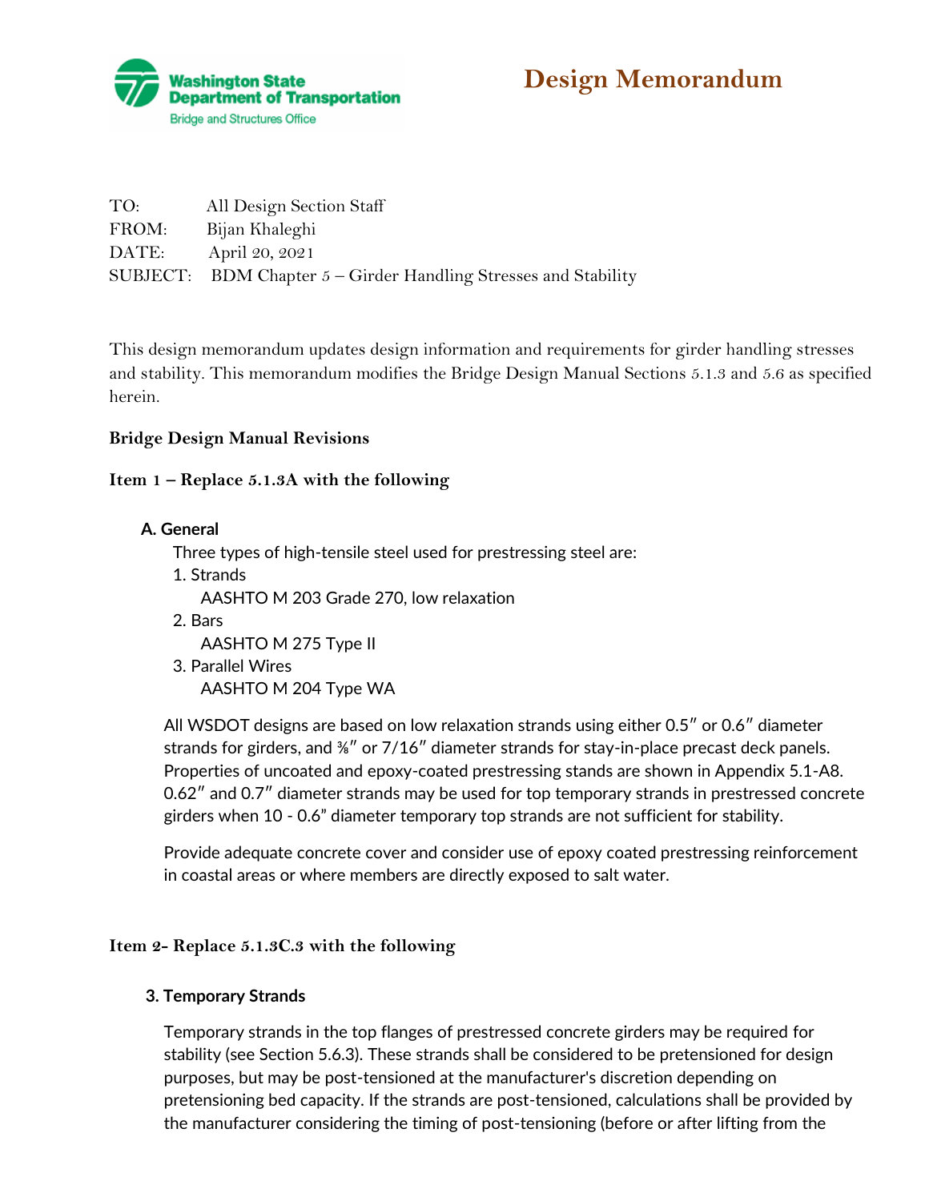Washington State Department of Transportation
Bridge and Structures Office

# Design Memorandum

TO: All Design Section Staff
FROM: Bijan Khaleghi
DATE: April 20, 2021
SUBJECT: BDM Chapter 5 – Girder Handling Stresses and Stability

This design memorandum updates design information and requirements for girder handling stresses and stability. This memorandum modifies the Bridge Design Manual Sections 5.1.3 and 5.6 as specified herein.

**Bridge Design Manual Revisions**

**Item 1 – Replace 5.1.3A with the following**

**A. General**

Three types of high-tensile steel used for prestressing steel are:

1. Strands
   AASHTO M 203 Grade 270, low relaxation
2. Bars
   AASHTO M 275 Type II
3. Parallel Wires
   AASHTO M 204 Type WA

All WSDOT designs are based on low relaxation strands using either 0.5″ or 0.6″ diameter strands for girders, and ⅜″ or 7/16″ diameter strands for stay-in-place precast deck panels. Properties of uncoated and epoxy-coated prestressing stands are shown in Appendix 5.1-A8. 0.62″ and 0.7″ diameter strands may be used for top temporary strands in prestressed concrete girders when 10 - 0.6" diameter temporary top strands are not sufficient for stability.

Provide adequate concrete cover and consider use of epoxy coated prestressing reinforcement in coastal areas or where members are directly exposed to salt water.

**Item 2- Replace 5.1.3C.3 with the following**

**3. Temporary Strands**

Temporary strands in the top flanges of prestressed concrete girders may be required for stability (see Section 5.6.3). These strands shall be considered to be pretensioned for design purposes, but may be post-tensioned at the manufacturer's discretion depending on pretensioning bed capacity. If the strands are post-tensioned, calculations shall be provided by the manufacturer considering the timing of post-tensioning (before or after lifting from the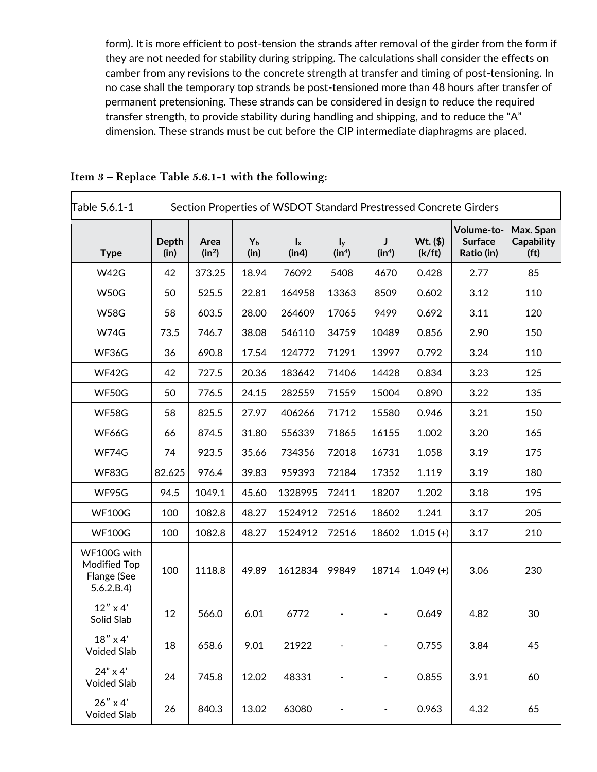form). It is more efficient to post-tension the strands after removal of the girder from the form if they are not needed for stability during stripping. The calculations shall consider the effects on camber from any revisions to the concrete strength at transfer and timing of post-tensioning. In no case shall the temporary top strands be post-tensioned more than 48 hours after transfer of permanent pretensioning. These strands can be considered in design to reduce the required transfer strength, to provide stability during handling and shipping, and to reduce the "A" dimension. These strands must be cut before the CIP intermediate diaphragms are placed.

**Item 3 – Replace Table 5.6.1-1 with the following:**

Table 5.6.1-1 Section Properties of WSDOT Standard Prestressed Concrete Girders

| Type | Depth (in) | Area ($in^2$) | $Y_b$ (in) | $I_x$ (in4) | $I_y$ ($in^4$) | J ($in^4$) | Wt. ($) (k/ft) | Volume-to-Surface Ratio (in) | Max. Span Capability (ft) |
|---|---|---|---|---|---|---|---|---|---|
| W42G | 42 | 373.25 | 18.94 | 76092 | 5408 | 4670 | 0.428 | 2.77 | 85 |
| W50G | 50 | 525.5 | 22.81 | 164958 | 13363 | 8509 | 0.602 | 3.12 | 110 |
| W58G | 58 | 603.5 | 28.00 | 264609 | 17065 | 9499 | 0.692 | 3.11 | 120 |
| W74G | 73.5 | 746.7 | 38.08 | 546110 | 34759 | 10489 | 0.856 | 2.90 | 150 |
| WF36G | 36 | 690.8 | 17.54 | 124772 | 71291 | 13997 | 0.792 | 3.24 | 110 |
| WF42G | 42 | 727.5 | 20.36 | 183642 | 71406 | 14428 | 0.834 | 3.23 | 125 |
| WF50G | 50 | 776.5 | 24.15 | 282559 | 71559 | 15004 | 0.890 | 3.22 | 135 |
| WF58G | 58 | 825.5 | 27.97 | 406266 | 71712 | 15580 | 0.946 | 3.21 | 150 |
| WF66G | 66 | 874.5 | 31.80 | 556339 | 71865 | 16155 | 1.002 | 3.20 | 165 |
| WF74G | 74 | 923.5 | 35.66 | 734356 | 72018 | 16731 | 1.058 | 3.19 | 175 |
| WF83G | 82.625 | 976.4 | 39.83 | 959393 | 72184 | 17352 | 1.119 | 3.19 | 180 |
| WF95G | 94.5 | 1049.1 | 45.60 | 1328995 | 72411 | 18207 | 1.202 | 3.18 | 195 |
| WF100G | 100 | 1082.8 | 48.27 | 1524912 | 72516 | 18602 | 1.241 | 3.17 | 205 |
| WF100G | 100 | 1082.8 | 48.27 | 1524912 | 72516 | 18602 | 1.015 (+) | 3.17 | 210 |
| WF100G with Modified Top Flange (See 5.6.2.B.4) | 100 | 1118.8 | 49.89 | 1612834 | 99849 | 18714 | 1.049 (+) | 3.06 | 230 |
| 12″ x 4′ Solid Slab | 12 | 566.0 | 6.01 | 6772 | - | - | 0.649 | 4.82 | 30 |
| 18″ x 4′ Voided Slab | 18 | 658.6 | 9.01 | 21922 | - | - | 0.755 | 3.84 | 45 |
| 24" x 4′ Voided Slab | 24 | 745.8 | 12.02 | 48331 | - | - | 0.855 | 3.91 | 60 |
| 26″ x 4′ Voided Slab | 26 | 840.3 | 13.02 | 63080 | - | - | 0.963 | 4.32 | 65 |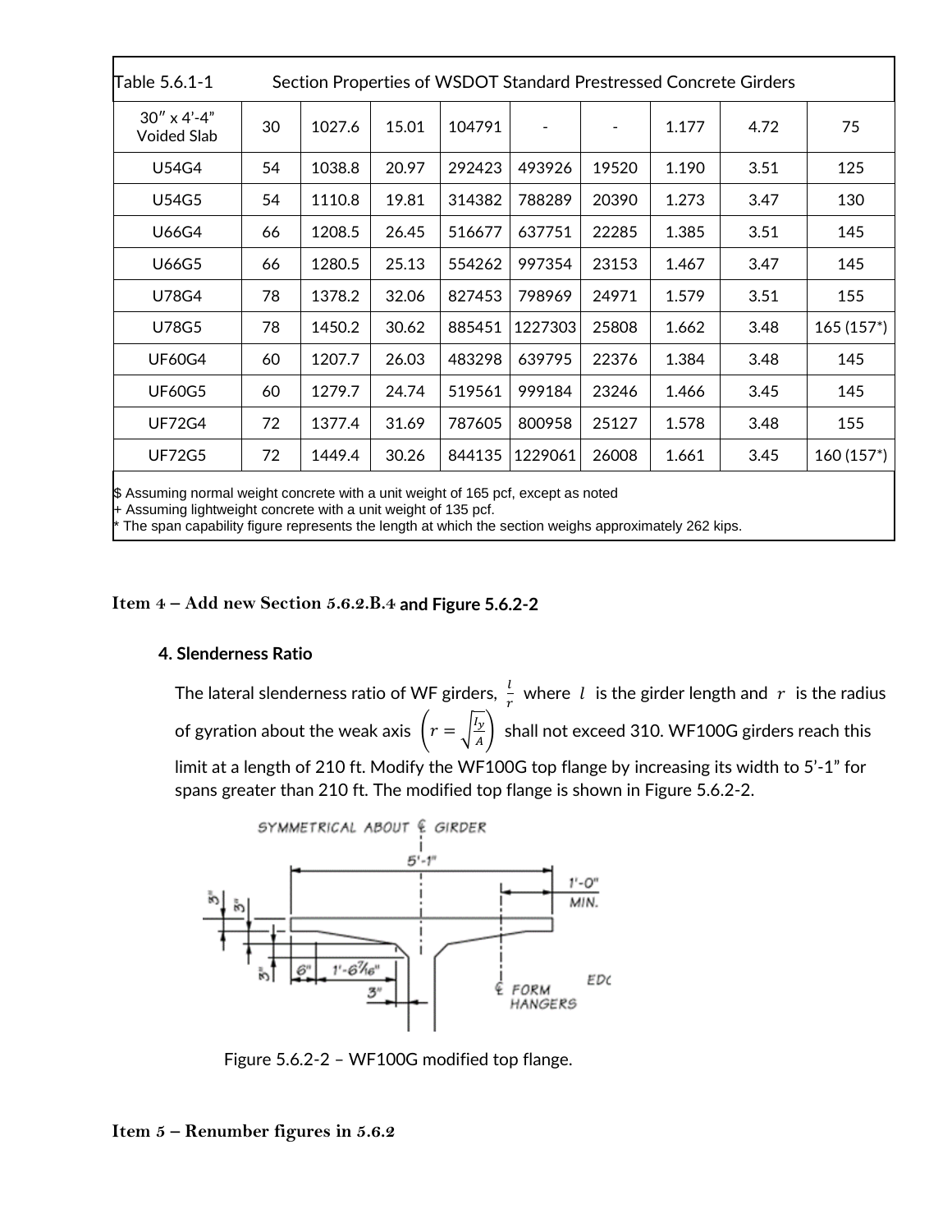| Table 5.6.1-1 | Section Properties of WSDOT Standard Prestressed Concrete Girders | | | | | | | | |
|---|---|---|---|---|---|---|---|---|---|
| 30″ x 4’-4” Voided Slab | 30 | 1027.6 | 15.01 | 104791 | - | - | 1.177 | 4.72 | 75 |
| U54G4 | 54 | 1038.8 | 20.97 | 292423 | 493926 | 19520 | 1.190 | 3.51 | 125 |
| U54G5 | 54 | 1110.8 | 19.81 | 314382 | 788289 | 20390 | 1.273 | 3.47 | 130 |
| U66G4 | 66 | 1208.5 | 26.45 | 516677 | 637751 | 22285 | 1.385 | 3.51 | 145 |
| U66G5 | 66 | 1280.5 | 25.13 | 554262 | 997354 | 23153 | 1.467 | 3.47 | 145 |
| U78G4 | 78 | 1378.2 | 32.06 | 827453 | 798969 | 24971 | 1.579 | 3.51 | 155 |
| U78G5 | 78 | 1450.2 | 30.62 | 885451 | 1227303 | 25808 | 1.662 | 3.48 | 165 (157*) |
| UF60G4 | 60 | 1207.7 | 26.03 | 483298 | 639795 | 22376 | 1.384 | 3.48 | 145 |
| UF60G5 | 60 | 1279.7 | 24.74 | 519561 | 999184 | 23246 | 1.466 | 3.45 | 145 |
| UF72G4 | 72 | 1377.4 | 31.69 | 787605 | 800958 | 25127 | 1.578 | 3.48 | 155 |
| UF72G5 | 72 | 1449.4 | 30.26 | 844135 | 1229061 | 26008 | 1.661 | 3.45 | 160 (157*) |

$ Assuming normal weight concrete with a unit weight of 165 pcf, except as noted
+ Assuming lightweight concrete with a unit weight of 135 pcf.
* The span capability figure represents the length at which the section weighs approximately 262 kips.

**Item 4 – Add new Section 5.6.2.B.4 and Figure 5.6.2-2**

**4. Slenderness Ratio**

The lateral slenderness ratio of WF girders, $\frac{l}{r}$ where $l$ is the girder length and $r$ is the radius of gyration about the weak axis $\left(r = \sqrt{\frac{I_y}{A}}\right)$ shall not exceed 310. WF100G girders reach this limit at a length of 210 ft. Modify the WF100G top flange by increasing its width to 5’-1” for spans greater than 210 ft. The modified top flange is shown in Figure 5.6.2-2.

Figure 5.6.2-2 – WF100G modified top flange.

**Item 5 – Renumber figures in 5.6.2**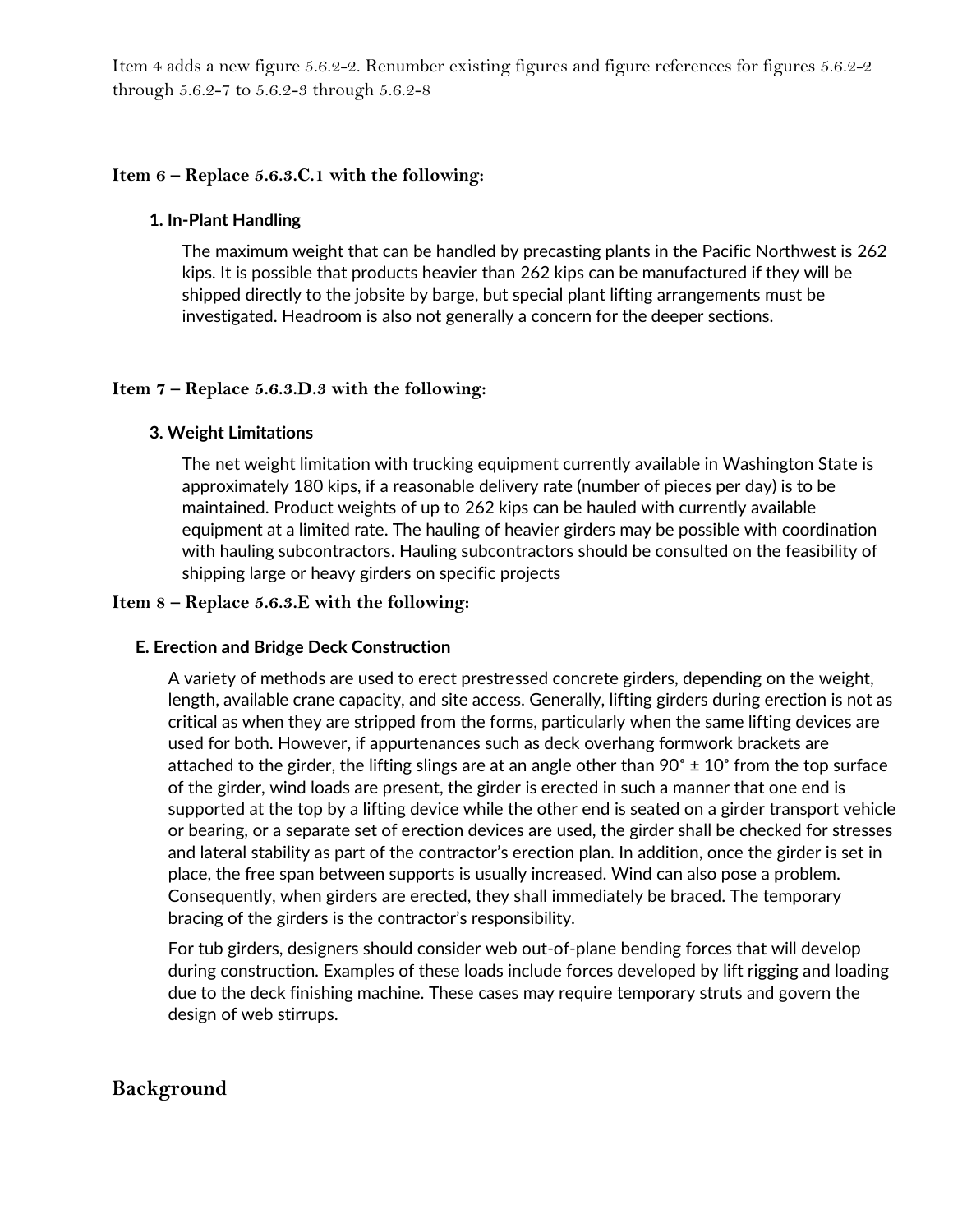Item 4 adds a new figure 5.6.2-2. Renumber existing figures and figure references for figures 5.6.2-2 through 5.6.2-7 to 5.6.2-3 through 5.6.2-8

### Item 6 – Replace 5.6.3.C.1 with the following:

**1. In-Plant Handling**

The maximum weight that can be handled by precasting plants in the Pacific Northwest is 262 kips. It is possible that products heavier than 262 kips can be manufactured if they will be shipped directly to the jobsite by barge, but special plant lifting arrangements must be investigated. Headroom is also not generally a concern for the deeper sections.

### Item 7 – Replace 5.6.3.D.3 with the following:

**3. Weight Limitations**

The net weight limitation with trucking equipment currently available in Washington State is approximately 180 kips, if a reasonable delivery rate (number of pieces per day) is to be maintained. Product weights of up to 262 kips can be hauled with currently available equipment at a limited rate. The hauling of heavier girders may be possible with coordination with hauling subcontractors. Hauling subcontractors should be consulted on the feasibility of shipping large or heavy girders on specific projects

### Item 8 – Replace 5.6.3.E with the following:

**E. Erection and Bridge Deck Construction**

A variety of methods are used to erect prestressed concrete girders, depending on the weight, length, available crane capacity, and site access. Generally, lifting girders during erection is not as critical as when they are stripped from the forms, particularly when the same lifting devices are used for both. However, if appurtenances such as deck overhang formwork brackets are attached to the girder, the lifting slings are at an angle other than 90° ± 10° from the top surface of the girder, wind loads are present, the girder is erected in such a manner that one end is supported at the top by a lifting device while the other end is seated on a girder transport vehicle or bearing, or a separate set of erection devices are used, the girder shall be checked for stresses and lateral stability as part of the contractor's erection plan. In addition, once the girder is set in place, the free span between supports is usually increased. Wind can also pose a problem. Consequently, when girders are erected, they shall immediately be braced. The temporary bracing of the girders is the contractor's responsibility.

For tub girders, designers should consider web out-of-plane bending forces that will develop during construction. Examples of these loads include forces developed by lift rigging and loading due to the deck finishing machine. These cases may require temporary struts and govern the design of web stirrups.

## Background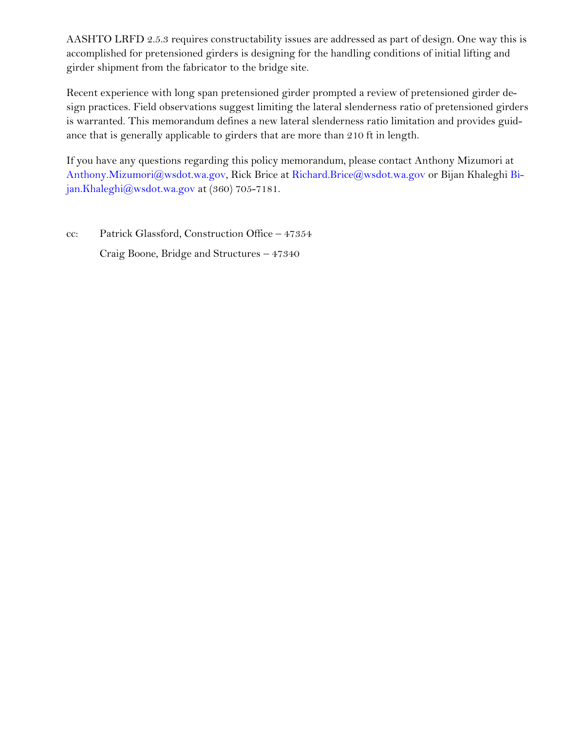AASHTO LRFD 2.5.3 requires constructability issues are addressed as part of design. One way this is accomplished for pretensioned girders is designing for the handling conditions of initial lifting and girder shipment from the fabricator to the bridge site.

Recent experience with long span pretensioned girder prompted a review of pretensioned girder design practices. Field observations suggest limiting the lateral slenderness ratio of pretensioned girders is warranted. This memorandum defines a new lateral slenderness ratio limitation and provides guidance that is generally applicable to girders that are more than 210 ft in length.

If you have any questions regarding this policy memorandum, please contact Anthony Mizumori at Anthony.Mizumori@wsdot.wa.gov, Rick Brice at Richard.Brice@wsdot.wa.gov or Bijan Khaleghi Bijan.Khaleghi@wsdot.wa.gov at (360) 705-7181.

cc: Patrick Glassford, Construction Office – 47354

Craig Boone, Bridge and Structures – 47340